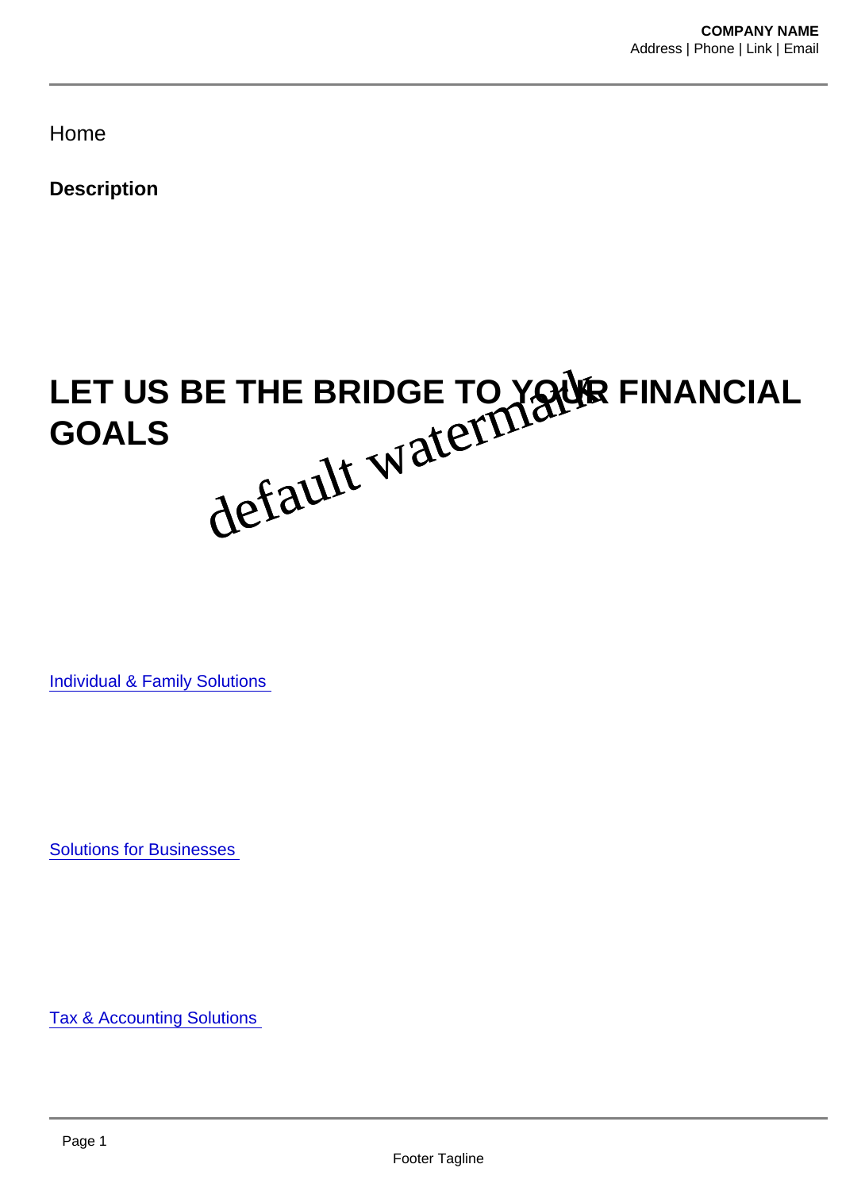Home

**Description**

# LET US BE THE BRIDGE TO YOUR FINANCIAL GOALS

Individual & Family Solutions

Solutions for Businesses

Tax & Accounting Solutions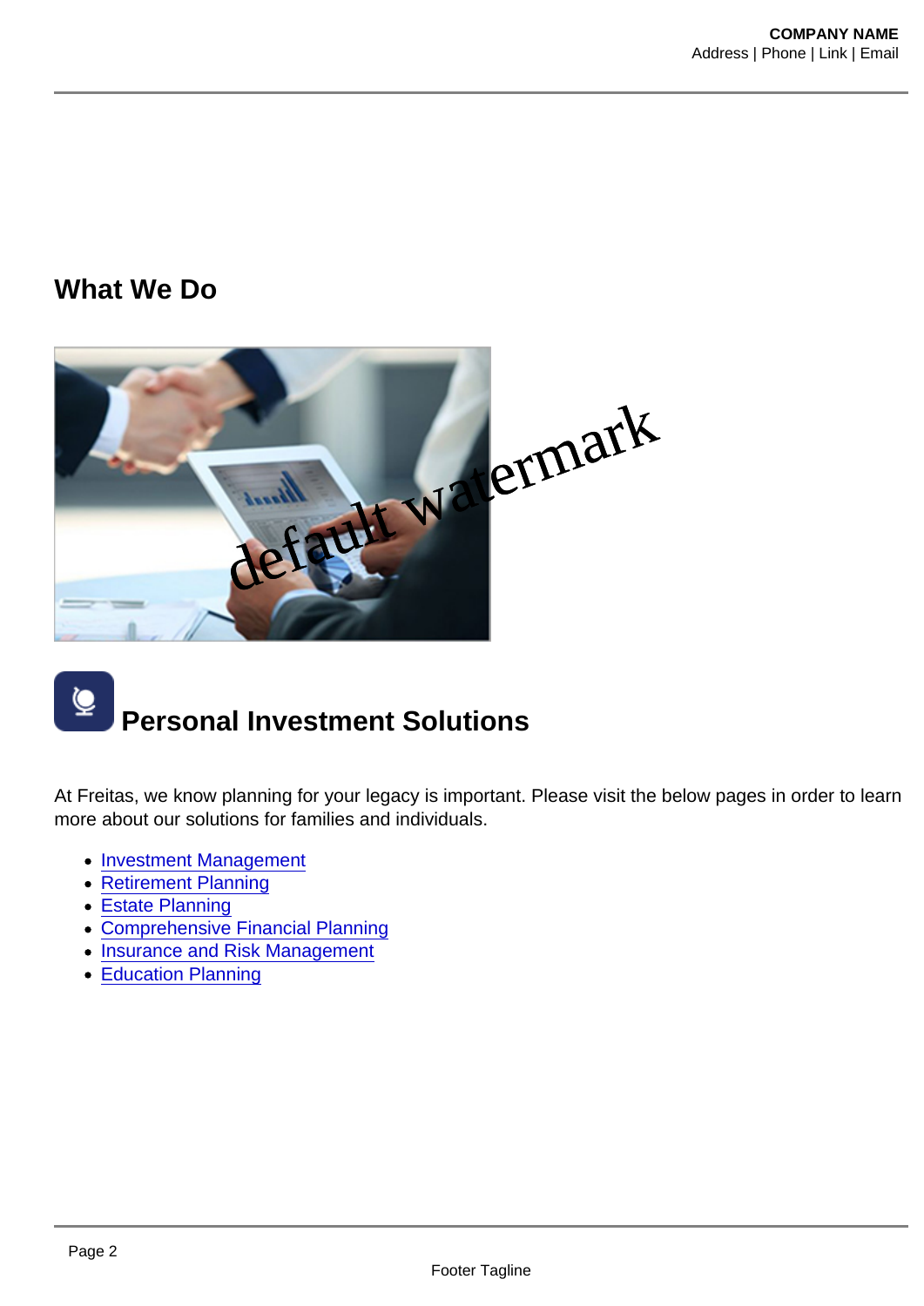# What We Do

## Personal Investment Solutions

At Freitas, we know planning for your legacy is important. Please visit the below pages in order to learn more about our solutions for families and individuals.

- Investment Management
- Retirement Planning
- Estate Planning
- Comprehensive Financial Planning
- Insurance and Risk Management
- Education Planning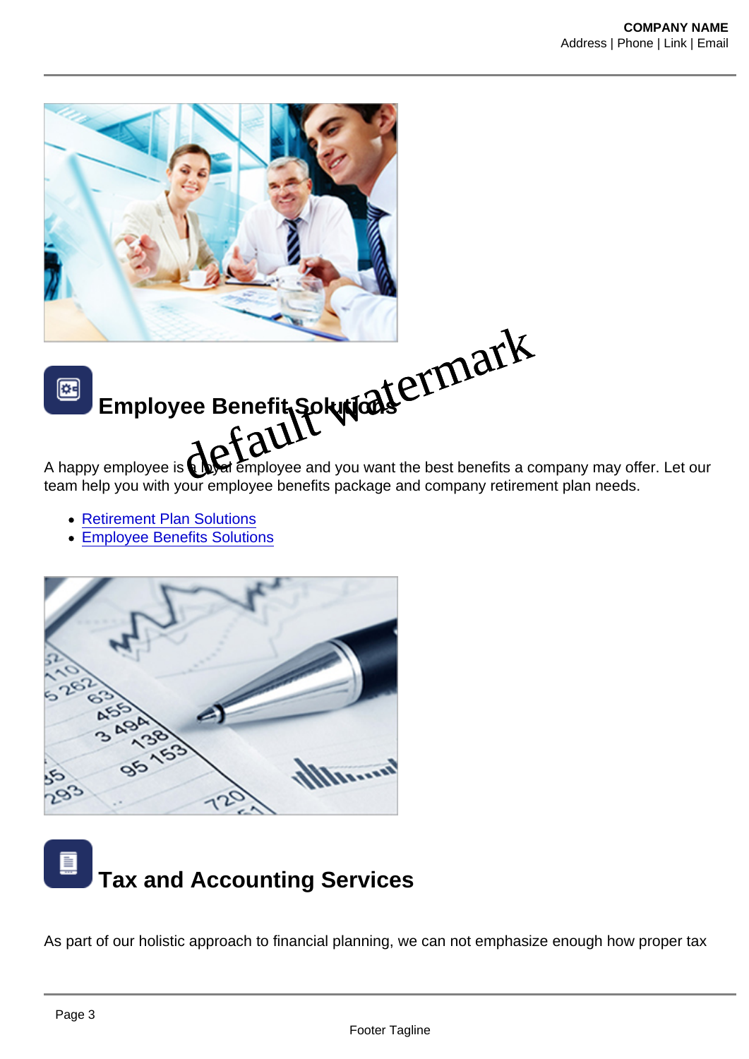## Employee Benefit Solutions

A happy employee is a loyal employee and you want the best benefits a company may offer. Let our team help you with your employee benefits package and company retirement plan needs.

- Retirement Plan Solutions
- Employee Benefits Solutions

## Tax and Accounting Services

As part of our holistic approach to financial planning, we can not emphasize enough how proper tax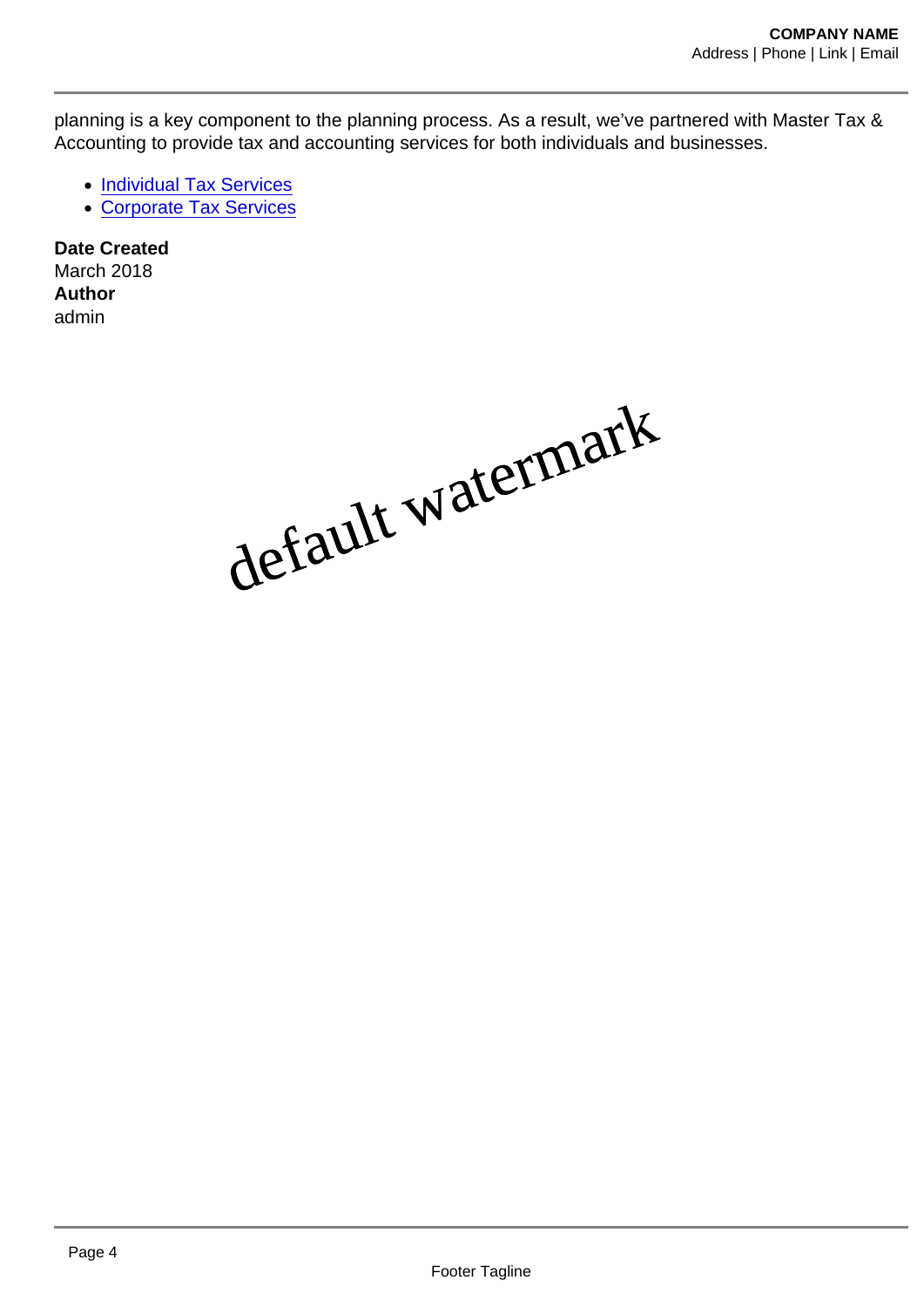planning is a key component to the planning process. As a result, we've partnered with Master Tax & Accounting to provide tax and accounting services for both individuals and businesses.

- Individual Tax Services
- Corporate Tax Services

**Date Created**
March 2018
**Author**
admin